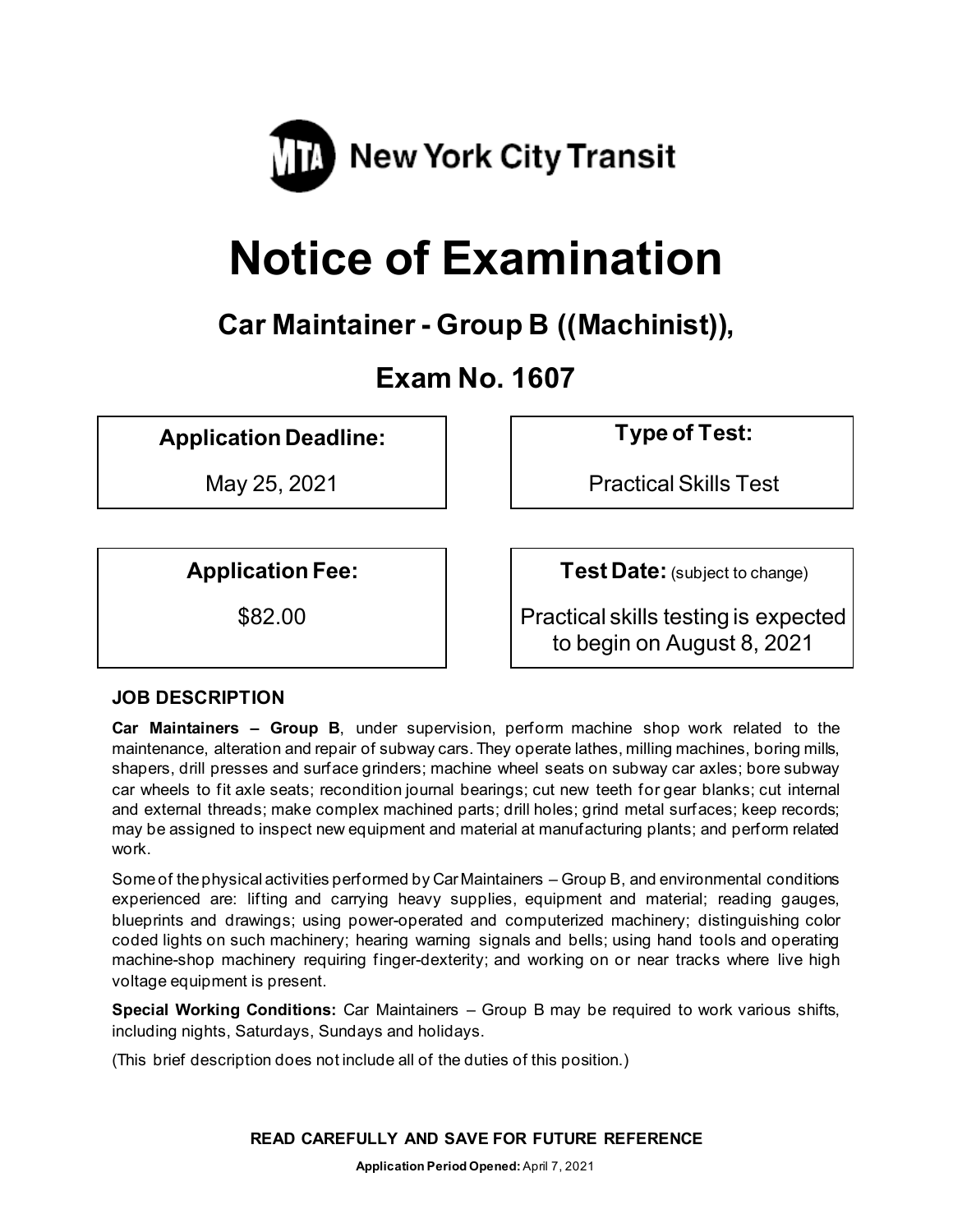MTA New York City Transit

# Notice of Examination

## Car Maintainer - Group B ((Machinist)),

## Exam No. 1607

| Application Deadline: | Type of Test: |
|---|---|
| May 25, 2021 | Practical Skills Test |

| Application Fee: | Test Date: (subject to change) |
|---|---|
| $82.00 | Practical skills testing is expected to begin on August 8, 2021 |

### JOB DESCRIPTION

**Car Maintainers – Group B**, under supervision, perform machine shop work related to the maintenance, alteration and repair of subway cars. They operate lathes, milling machines, boring mills, shapers, drill presses and surface grinders; machine wheel seats on subway car axles; bore subway car wheels to fit axle seats; recondition journal bearings; cut new teeth for gear blanks; cut internal and external threads; make complex machined parts; drill holes; grind metal surfaces; keep records; may be assigned to inspect new equipment and material at manufacturing plants; and perform related work.

Some of the physical activities performed by Car Maintainers – Group B, and environmental conditions experienced are: lifting and carrying heavy supplies, equipment and material; reading gauges, blueprints and drawings; using power-operated and computerized machinery; distinguishing color coded lights on such machinery; hearing warning signals and bells; using hand tools and operating machine-shop machinery requiring finger-dexterity; and working on or near tracks where live high voltage equipment is present.

**Special Working Conditions:** Car Maintainers – Group B may be required to work various shifts, including nights, Saturdays, Sundays and holidays.

(This brief description does not include all of the duties of this position.)

**READ CAREFULLY AND SAVE FOR FUTURE REFERENCE**

**Application Period Opened:** April 7, 2021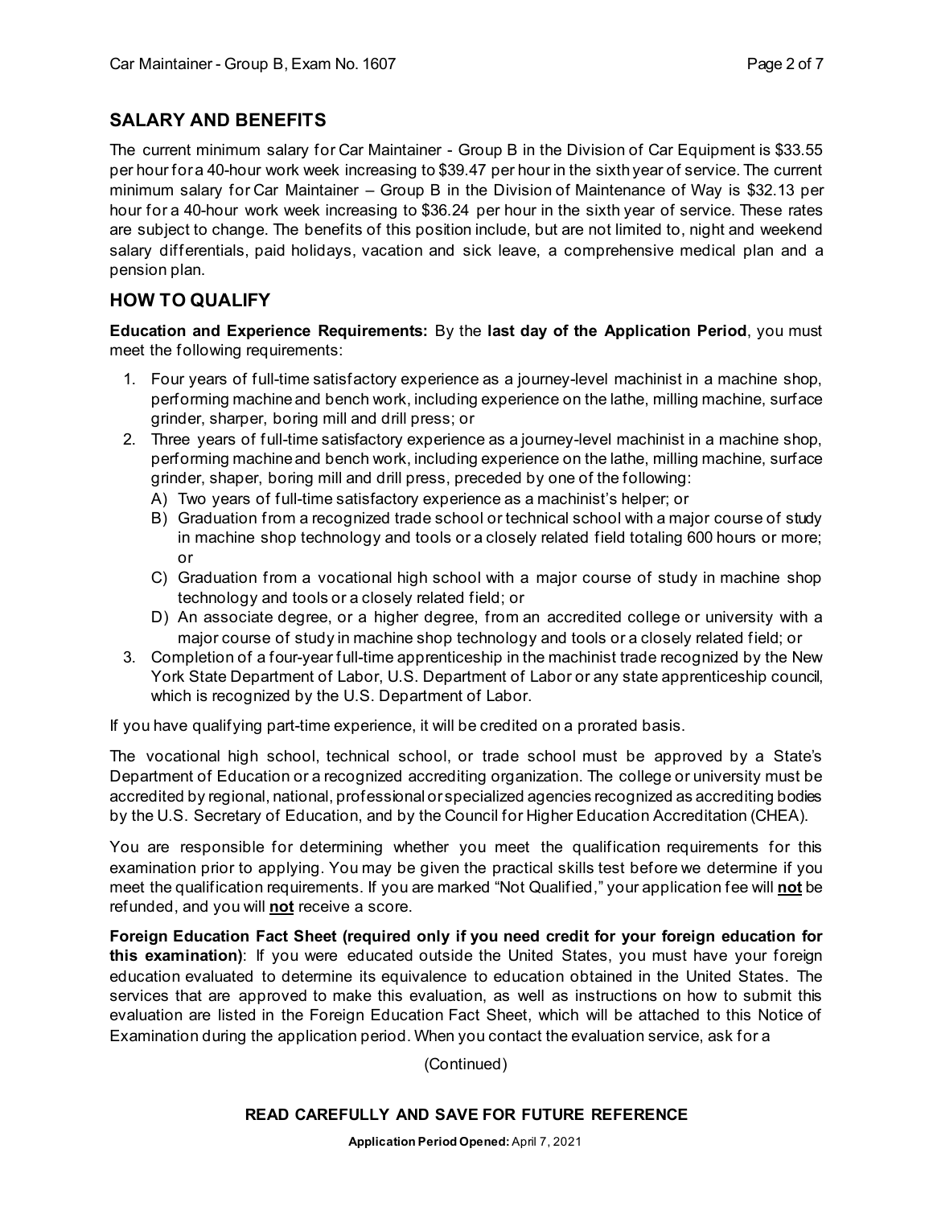## SALARY AND BENEFITS

The current minimum salary for Car Maintainer - Group B in the Division of Car Equipment is $33.55 per hour for a 40-hour work week increasing to $39.47 per hour in the sixth year of service. The current minimum salary for Car Maintainer – Group B in the Division of Maintenance of Way is $32.13 per hour for a 40-hour work week increasing to $36.24 per hour in the sixth year of service. These rates are subject to change. The benefits of this position include, but are not limited to, night and weekend salary differentials, paid holidays, vacation and sick leave, a comprehensive medical plan and a pension plan.

## HOW TO QUALIFY

**Education and Experience Requirements:** By the **last day of the Application Period**, you must meet the following requirements:

1. Four years of full-time satisfactory experience as a journey-level machinist in a machine shop, performing machine and bench work, including experience on the lathe, milling machine, surface grinder, sharper, boring mill and drill press; or
2. Three years of full-time satisfactory experience as a journey-level machinist in a machine shop, performing machine and bench work, including experience on the lathe, milling machine, surface grinder, shaper, boring mill and drill press, preceded by one of the following:
   A) Two years of full-time satisfactory experience as a machinist's helper; or
   B) Graduation from a recognized trade school or technical school with a major course of study in machine shop technology and tools or a closely related field totaling 600 hours or more; or
   C) Graduation from a vocational high school with a major course of study in machine shop technology and tools or a closely related field; or
   D) An associate degree, or a higher degree, from an accredited college or university with a major course of study in machine shop technology and tools or a closely related field; or
3. Completion of a four-year full-time apprenticeship in the machinist trade recognized by the New York State Department of Labor, U.S. Department of Labor or any state apprenticeship council, which is recognized by the U.S. Department of Labor.

If you have qualifying part-time experience, it will be credited on a prorated basis.

The vocational high school, technical school, or trade school must be approved by a State's Department of Education or a recognized accrediting organization. The college or university must be accredited by regional, national, professional or specialized agencies recognized as accrediting bodies by the U.S. Secretary of Education, and by the Council for Higher Education Accreditation (CHEA).

You are responsible for determining whether you meet the qualification requirements for this examination prior to applying. You may be given the practical skills test before we determine if you meet the qualification requirements. If you are marked "Not Qualified," your application fee will **not** be refunded, and you will **not** receive a score.

**Foreign Education Fact Sheet (required only if you need credit for your foreign education for this examination)**: If you were educated outside the United States, you must have your foreign education evaluated to determine its equivalence to education obtained in the United States. The services that are approved to make this evaluation, as well as instructions on how to submit this evaluation are listed in the Foreign Education Fact Sheet, which will be attached to this Notice of Examination during the application period. When you contact the evaluation service, ask for a

(Continued)

**READ CAREFULLY AND SAVE FOR FUTURE REFERENCE**

**Application Period Opened:** April 7, 2021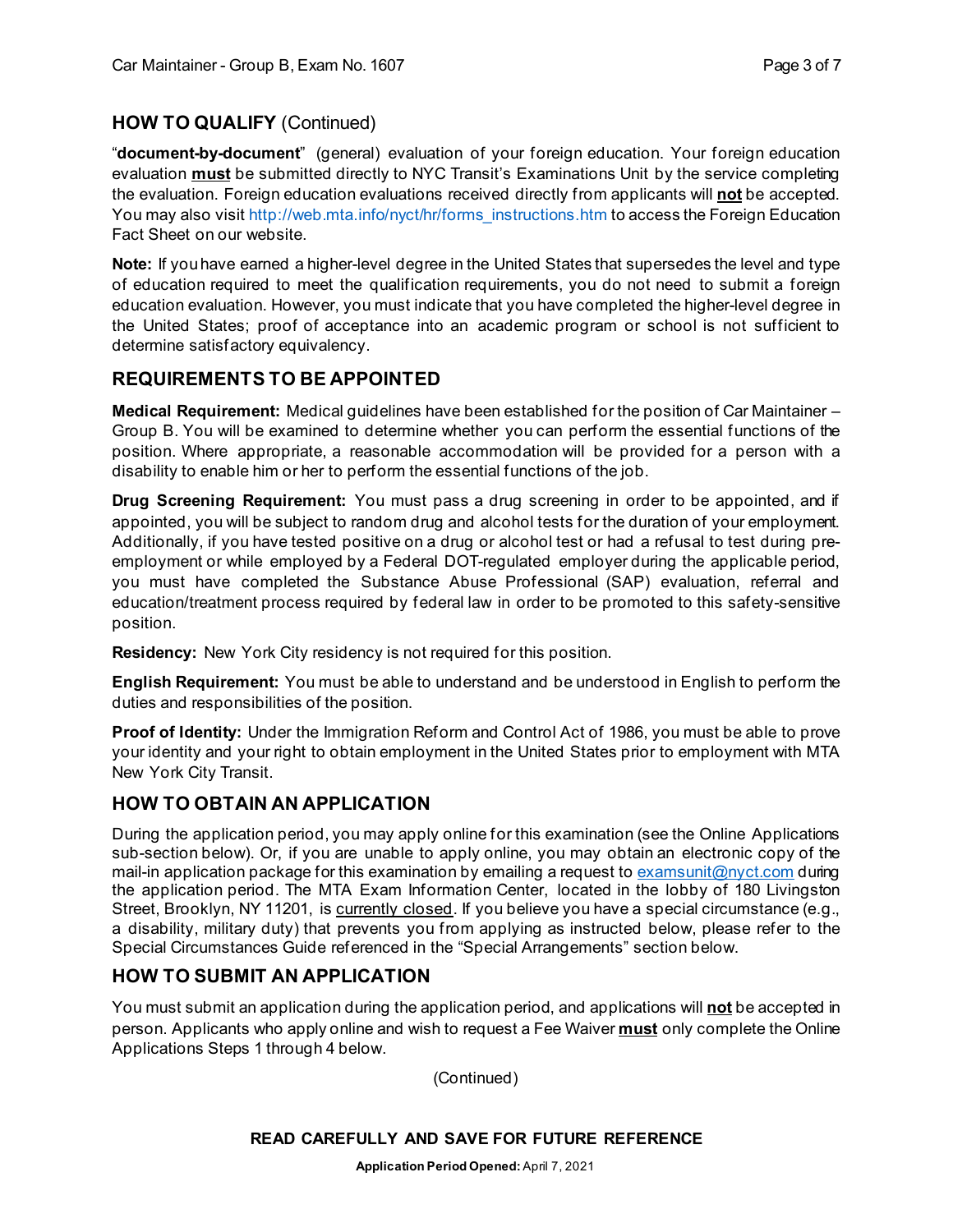## HOW TO QUALIFY (Continued)

"**document-by-document**" (general) evaluation of your foreign education. Your foreign education evaluation **must** be submitted directly to NYC Transit's Examinations Unit by the service completing the evaluation. Foreign education evaluations received directly from applicants will **not** be accepted. You may also visit http://web.mta.info/nyct/hr/forms_instructions.htm to access the Foreign Education Fact Sheet on our website.

**Note:** If you have earned a higher-level degree in the United States that supersedes the level and type of education required to meet the qualification requirements, you do not need to submit a foreign education evaluation. However, you must indicate that you have completed the higher-level degree in the United States; proof of acceptance into an academic program or school is not sufficient to determine satisfactory equivalency.

## REQUIREMENTS TO BE APPOINTED

**Medical Requirement:** Medical guidelines have been established for the position of Car Maintainer – Group B. You will be examined to determine whether you can perform the essential functions of the position. Where appropriate, a reasonable accommodation will be provided for a person with a disability to enable him or her to perform the essential functions of the job.

**Drug Screening Requirement:** You must pass a drug screening in order to be appointed, and if appointed, you will be subject to random drug and alcohol tests for the duration of your employment. Additionally, if you have tested positive on a drug or alcohol test or had a refusal to test during pre-employment or while employed by a Federal DOT-regulated employer during the applicable period, you must have completed the Substance Abuse Professional (SAP) evaluation, referral and education/treatment process required by federal law in order to be promoted to this safety-sensitive position.

**Residency:** New York City residency is not required for this position.

**English Requirement:** You must be able to understand and be understood in English to perform the duties and responsibilities of the position.

**Proof of Identity:** Under the Immigration Reform and Control Act of 1986, you must be able to prove your identity and your right to obtain employment in the United States prior to employment with MTA New York City Transit.

## HOW TO OBTAIN AN APPLICATION

During the application period, you may apply online for this examination (see the Online Applications sub-section below). Or, if you are unable to apply online, you may obtain an electronic copy of the mail-in application package for this examination by emailing a request to examsunit@nyct.com during the application period. The MTA Exam Information Center, located in the lobby of 180 Livingston Street, Brooklyn, NY 11201, is currently closed. If you believe you have a special circumstance (e.g., a disability, military duty) that prevents you from applying as instructed below, please refer to the Special Circumstances Guide referenced in the "Special Arrangements" section below.

## HOW TO SUBMIT AN APPLICATION

You must submit an application during the application period, and applications will **not** be accepted in person. Applicants who apply online and wish to request a Fee Waiver **must** only complete the Online Applications Steps 1 through 4 below.

(Continued)

**READ CAREFULLY AND SAVE FOR FUTURE REFERENCE**

**Application Period Opened:** April 7, 2021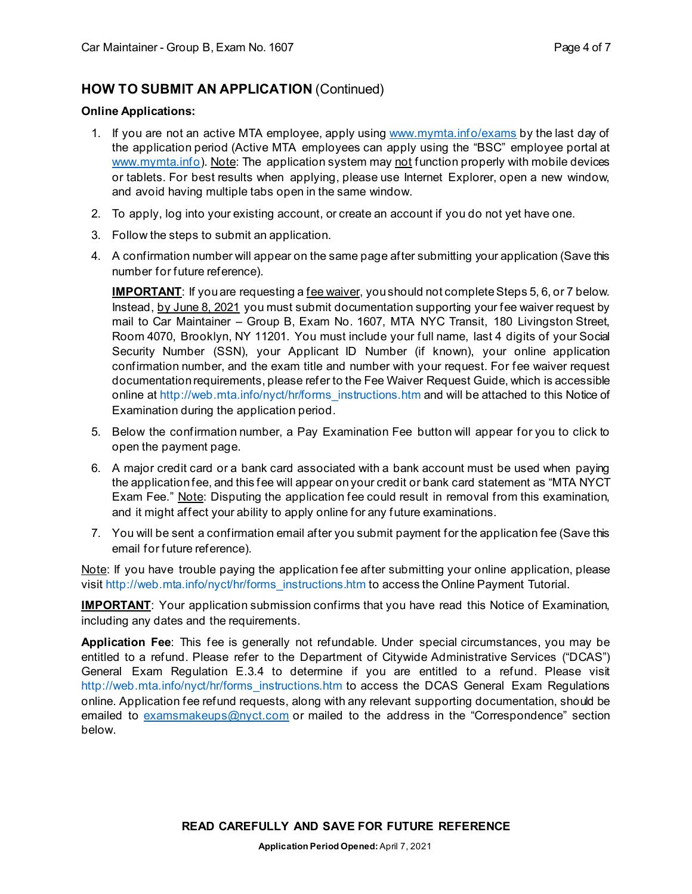## HOW TO SUBMIT AN APPLICATION (Continued)

**Online Applications:**

1. If you are not an active MTA employee, apply using www.mymta.info/exams by the last day of the application period (Active MTA employees can apply using the "BSC" employee portal at www.mymta.info). Note: The application system may not function properly with mobile devices or tablets. For best results when applying, please use Internet Explorer, open a new window, and avoid having multiple tabs open in the same window.
2. To apply, log into your existing account, or create an account if you do not yet have one.
3. Follow the steps to submit an application.
4. A confirmation number will appear on the same page after submitting your application (Save this number for future reference).

   **IMPORTANT**: If you are requesting a fee waiver, you should not complete Steps 5, 6, or 7 below. Instead, by June 8, 2021 you must submit documentation supporting your fee waiver request by mail to Car Maintainer – Group B, Exam No. 1607, MTA NYC Transit, 180 Livingston Street, Room 4070, Brooklyn, NY 11201. You must include your full name, last 4 digits of your Social Security Number (SSN), your Applicant ID Number (if known), your online application confirmation number, and the exam title and number with your request. For fee waiver request documentation requirements, please refer to the Fee Waiver Request Guide, which is accessible online at http://web.mta.info/nyct/hr/forms_instructions.htm and will be attached to this Notice of Examination during the application period.

5. Below the confirmation number, a Pay Examination Fee button will appear for you to click to open the payment page.
6. A major credit card or a bank card associated with a bank account must be used when paying the application fee, and this fee will appear on your credit or bank card statement as "MTA NYCT Exam Fee." Note: Disputing the application fee could result in removal from this examination, and it might affect your ability to apply online for any future examinations.
7. You will be sent a confirmation email after you submit payment for the application fee (Save this email for future reference).

Note: If you have trouble paying the application fee after submitting your online application, please visit http://web.mta.info/nyct/hr/forms_instructions.htm to access the Online Payment Tutorial.

**IMPORTANT**: Your application submission confirms that you have read this Notice of Examination, including any dates and the requirements.

**Application Fee**: This fee is generally not refundable. Under special circumstances, you may be entitled to a refund. Please refer to the Department of Citywide Administrative Services ("DCAS") General Exam Regulation E.3.4 to determine if you are entitled to a refund. Please visit http://web.mta.info/nyct/hr/forms_instructions.htm to access the DCAS General Exam Regulations online. Application fee refund requests, along with any relevant supporting documentation, should be emailed to examsmakeups@nyct.com or mailed to the address in the "Correspondence" section below.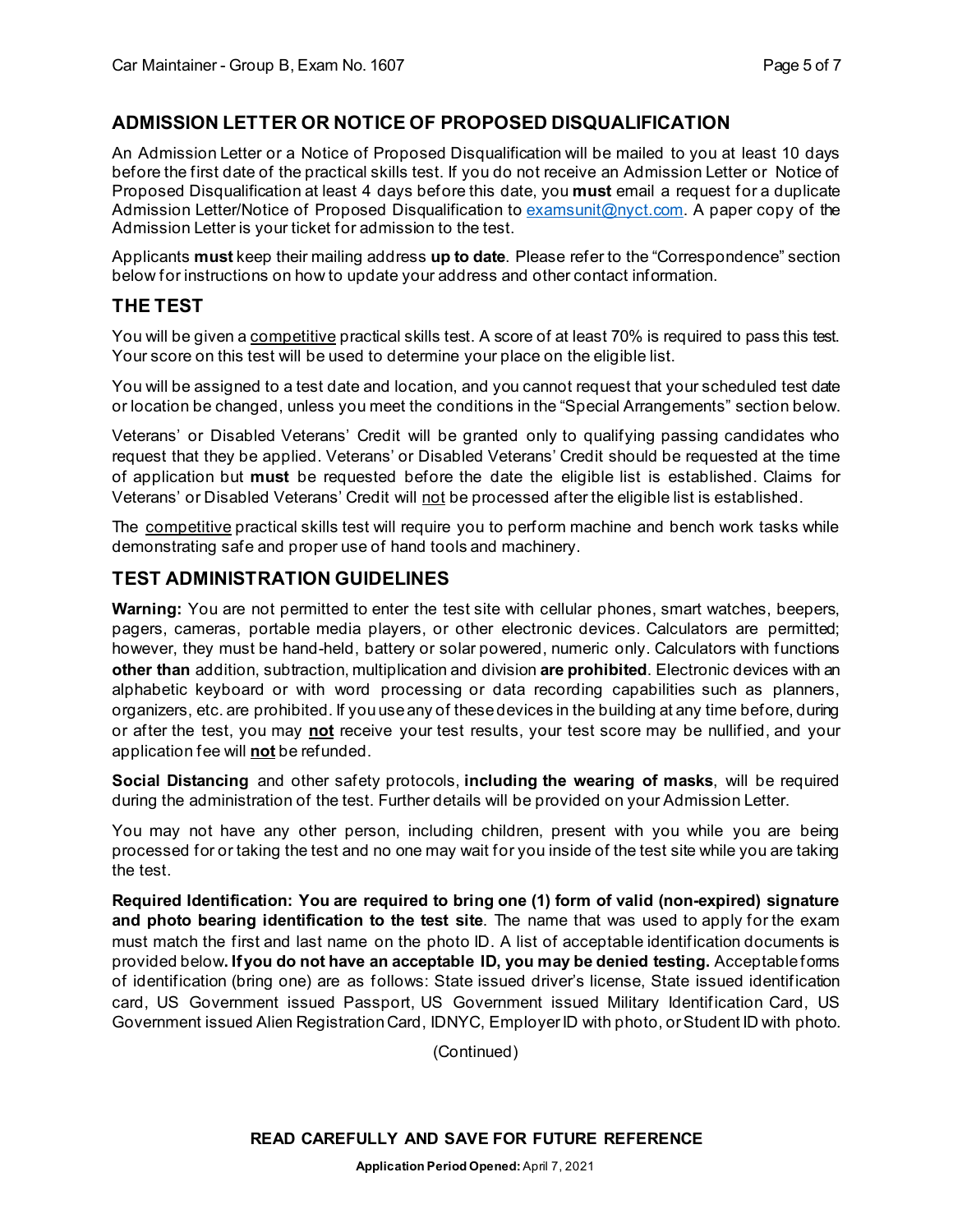## ADMISSION LETTER OR NOTICE OF PROPOSED DISQUALIFICATION

An Admission Letter or a Notice of Proposed Disqualification will be mailed to you at least 10 days before the first date of the practical skills test. If you do not receive an Admission Letter or Notice of Proposed Disqualification at least 4 days before this date, you **must** email a request for a duplicate Admission Letter/Notice of Proposed Disqualification to examsunit@nyct.com. A paper copy of the Admission Letter is your ticket for admission to the test.

Applicants **must** keep their mailing address **up to date**. Please refer to the "Correspondence" section below for instructions on how to update your address and other contact information.

## THE TEST

You will be given a competitive practical skills test. A score of at least 70% is required to pass this test. Your score on this test will be used to determine your place on the eligible list.

You will be assigned to a test date and location, and you cannot request that your scheduled test date or location be changed, unless you meet the conditions in the "Special Arrangements" section below.

Veterans' or Disabled Veterans' Credit will be granted only to qualifying passing candidates who request that they be applied. Veterans' or Disabled Veterans' Credit should be requested at the time of application but **must** be requested before the date the eligible list is established. Claims for Veterans' or Disabled Veterans' Credit will not be processed after the eligible list is established.

The competitive practical skills test will require you to perform machine and bench work tasks while demonstrating safe and proper use of hand tools and machinery.

## TEST ADMINISTRATION GUIDELINES

**Warning:** You are not permitted to enter the test site with cellular phones, smart watches, beepers, pagers, cameras, portable media players, or other electronic devices. Calculators are permitted; however, they must be hand-held, battery or solar powered, numeric only. Calculators with functions **other than** addition, subtraction, multiplication and division **are prohibited**. Electronic devices with an alphabetic keyboard or with word processing or data recording capabilities such as planners, organizers, etc. are prohibited. If you use any of these devices in the building at any time before, during or after the test, you may **not** receive your test results, your test score may be nullified, and your application fee will **not** be refunded.

**Social Distancing** and other safety protocols, **including the wearing of masks**, will be required during the administration of the test. Further details will be provided on your Admission Letter.

You may not have any other person, including children, present with you while you are being processed for or taking the test and no one may wait for you inside of the test site while you are taking the test.

**Required Identification: You are required to bring one (1) form of valid (non-expired) signature and photo bearing identification to the test site**. The name that was used to apply for the exam must match the first and last name on the photo ID. A list of acceptable identification documents is provided below**. If you do not have an acceptable ID, you may be denied testing.** Acceptable forms of identification (bring one) are as follows: State issued driver's license, State issued identification card, US Government issued Passport, US Government issued Military Identification Card, US Government issued Alien Registration Card, IDNYC, Employer ID with photo, or Student ID with photo.

(Continued)

**READ CAREFULLY AND SAVE FOR FUTURE REFERENCE**

**Application Period Opened:** April 7, 2021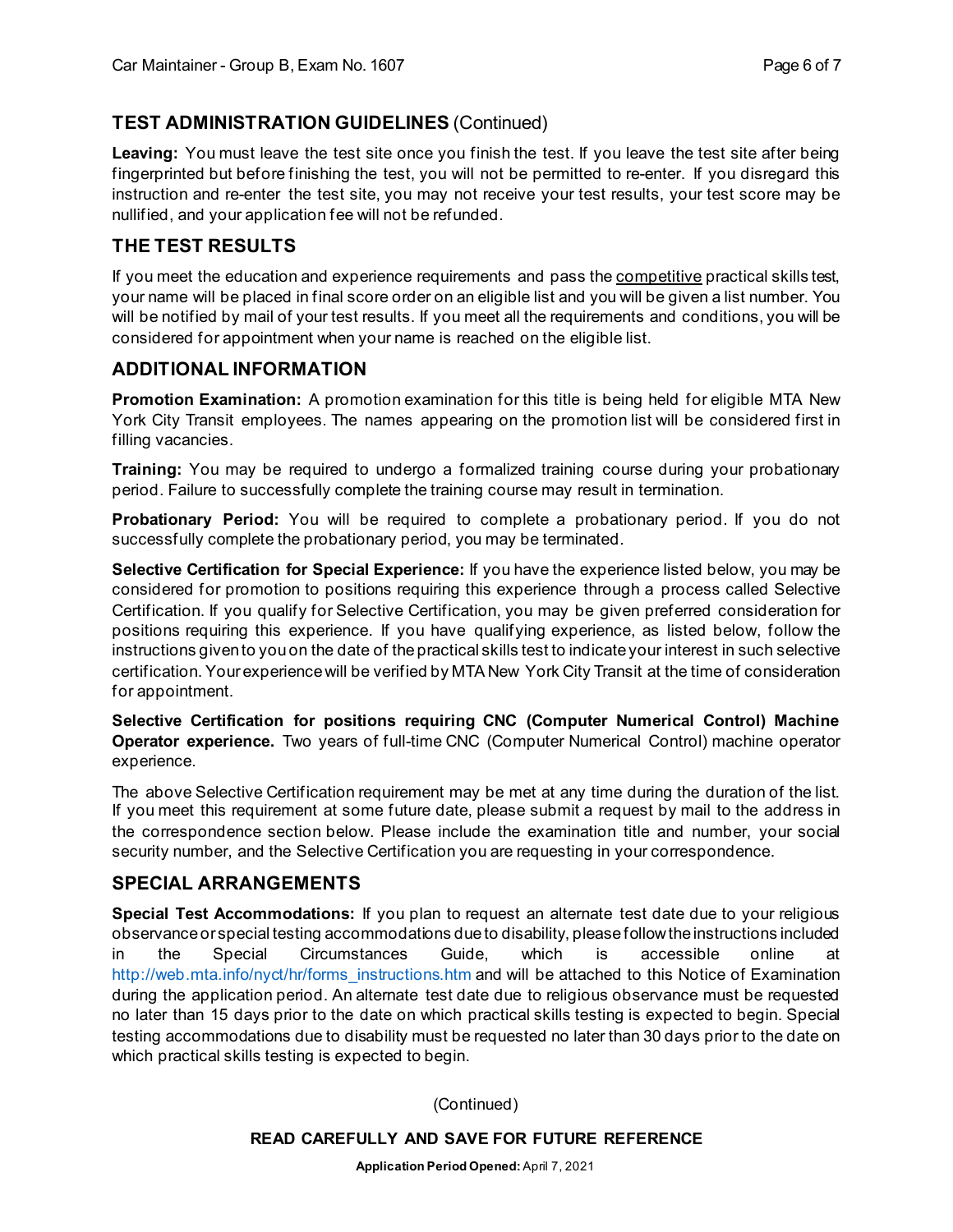## TEST ADMINISTRATION GUIDELINES (Continued)

**Leaving:** You must leave the test site once you finish the test. If you leave the test site after being fingerprinted but before finishing the test, you will not be permitted to re-enter. If you disregard this instruction and re-enter the test site, you may not receive your test results, your test score may be nullified, and your application fee will not be refunded.

## THE TEST RESULTS

If you meet the education and experience requirements and pass the competitive practical skills test, your name will be placed in final score order on an eligible list and you will be given a list number. You will be notified by mail of your test results. If you meet all the requirements and conditions, you will be considered for appointment when your name is reached on the eligible list.

## ADDITIONAL INFORMATION

**Promotion Examination:** A promotion examination for this title is being held for eligible MTA New York City Transit employees. The names appearing on the promotion list will be considered first in filling vacancies.

**Training:** You may be required to undergo a formalized training course during your probationary period. Failure to successfully complete the training course may result in termination.

**Probationary Period:** You will be required to complete a probationary period. If you do not successfully complete the probationary period, you may be terminated.

**Selective Certification for Special Experience:** If you have the experience listed below, you may be considered for promotion to positions requiring this experience through a process called Selective Certification. If you qualify for Selective Certification, you may be given preferred consideration for positions requiring this experience. If you have qualifying experience, as listed below, follow the instructions given to you on the date of the practical skills test to indicate your interest in such selective certification. Your experience will be verified by MTA New York City Transit at the time of consideration for appointment.

**Selective Certification for positions requiring CNC (Computer Numerical Control) Machine Operator experience.** Two years of full-time CNC (Computer Numerical Control) machine operator experience.

The above Selective Certification requirement may be met at any time during the duration of the list. If you meet this requirement at some future date, please submit a request by mail to the address in the correspondence section below. Please include the examination title and number, your social security number, and the Selective Certification you are requesting in your correspondence.

## SPECIAL ARRANGEMENTS

**Special Test Accommodations:** If you plan to request an alternate test date due to your religious observance or special testing accommodations due to disability, please follow the instructions included in the Special Circumstances Guide, which is accessible online at http://web.mta.info/nyct/hr/forms_instructions.htm and will be attached to this Notice of Examination during the application period. An alternate test date due to religious observance must be requested no later than 15 days prior to the date on which practical skills testing is expected to begin. Special testing accommodations due to disability must be requested no later than 30 days prior to the date on which practical skills testing is expected to begin.

(Continued)

**READ CAREFULLY AND SAVE FOR FUTURE REFERENCE**

**Application Period Opened:** April 7, 2021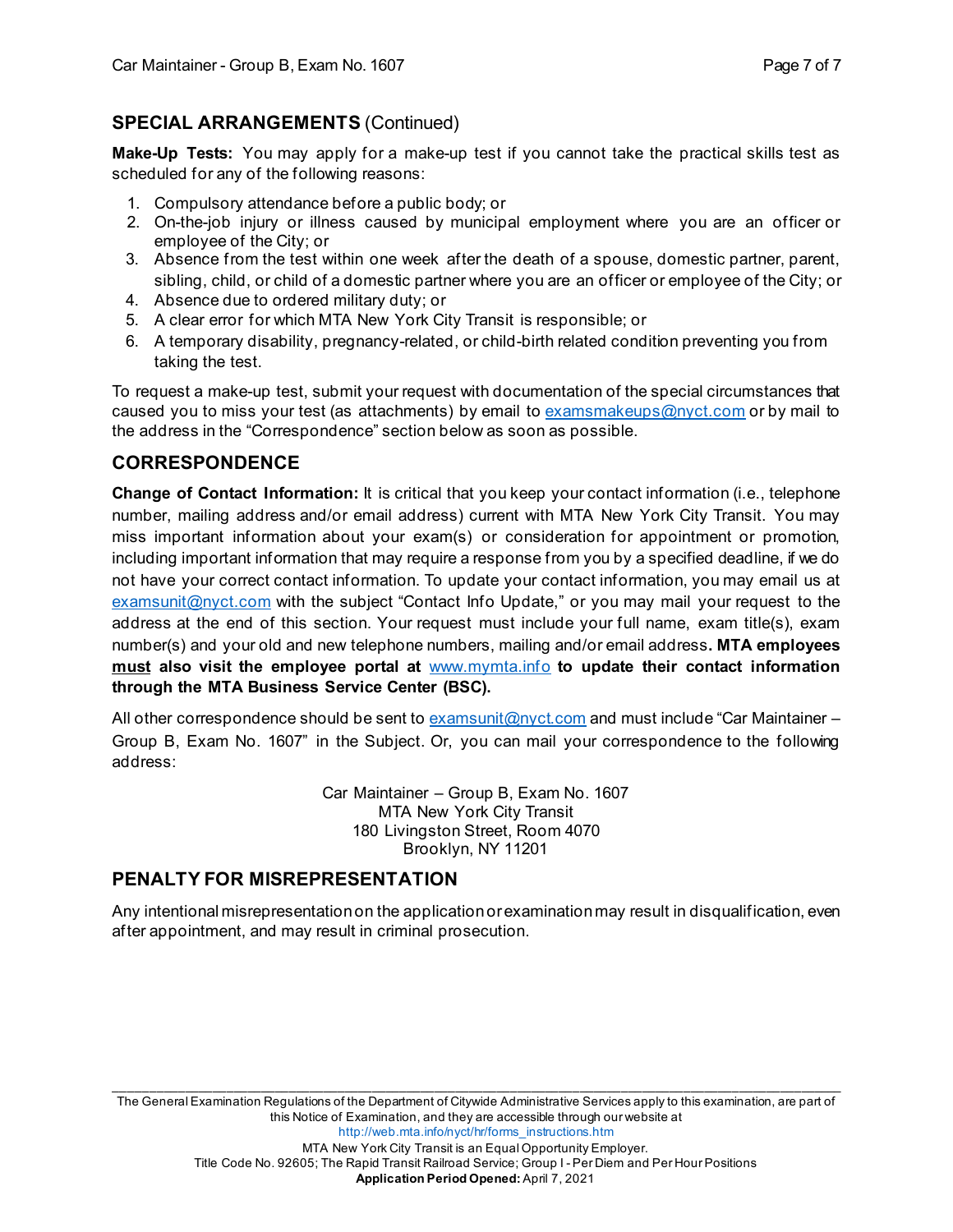## SPECIAL ARRANGEMENTS (Continued)

**Make-Up Tests:** You may apply for a make-up test if you cannot take the practical skills test as scheduled for any of the following reasons:

1. Compulsory attendance before a public body; or
2. On-the-job injury or illness caused by municipal employment where you are an officer or employee of the City; or
3. Absence from the test within one week after the death of a spouse, domestic partner, parent, sibling, child, or child of a domestic partner where you are an officer or employee of the City; or
4. Absence due to ordered military duty; or
5. A clear error for which MTA New York City Transit is responsible; or
6. A temporary disability, pregnancy-related, or child-birth related condition preventing you from taking the test.

To request a make-up test, submit your request with documentation of the special circumstances that caused you to miss your test (as attachments) by email to examsmakeups@nyct.com or by mail to the address in the "Correspondence" section below as soon as possible.

## CORRESPONDENCE

**Change of Contact Information:** It is critical that you keep your contact information (i.e., telephone number, mailing address and/or email address) current with MTA New York City Transit. You may miss important information about your exam(s) or consideration for appointment or promotion, including important information that may require a response from you by a specified deadline, if we do not have your correct contact information. To update your contact information, you may email us at examsunit@nyct.com with the subject "Contact Info Update," or you may mail your request to the address at the end of this section. Your request must include your full name, exam title(s), exam number(s) and your old and new telephone numbers, mailing and/or email address**. MTA employees <u>must</u> also visit the employee portal at www.mymta.info to update their contact information through the MTA Business Service Center (BSC).**

All other correspondence should be sent to examsunit@nyct.com and must include "Car Maintainer – Group B, Exam No. 1607" in the Subject. Or, you can mail your correspondence to the following address:

Car Maintainer – Group B, Exam No. 1607
MTA New York City Transit
180 Livingston Street, Room 4070
Brooklyn, NY 11201

## PENALTY FOR MISREPRESENTATION

Any intentional misrepresentation on the application or examination may result in disqualification, even after appointment, and may result in criminal prosecution.

---

The General Examination Regulations of the Department of Citywide Administrative Services apply to this examination, are part of this Notice of Examination, and they are accessible through our website at http://web.mta.info/nyct/hr/forms_instructions.htm

MTA New York City Transit is an Equal Opportunity Employer.

Title Code No. 92605; The Rapid Transit Railroad Service; Group I - Per Diem and Per Hour Positions

**Application Period Opened:** April 7, 2021